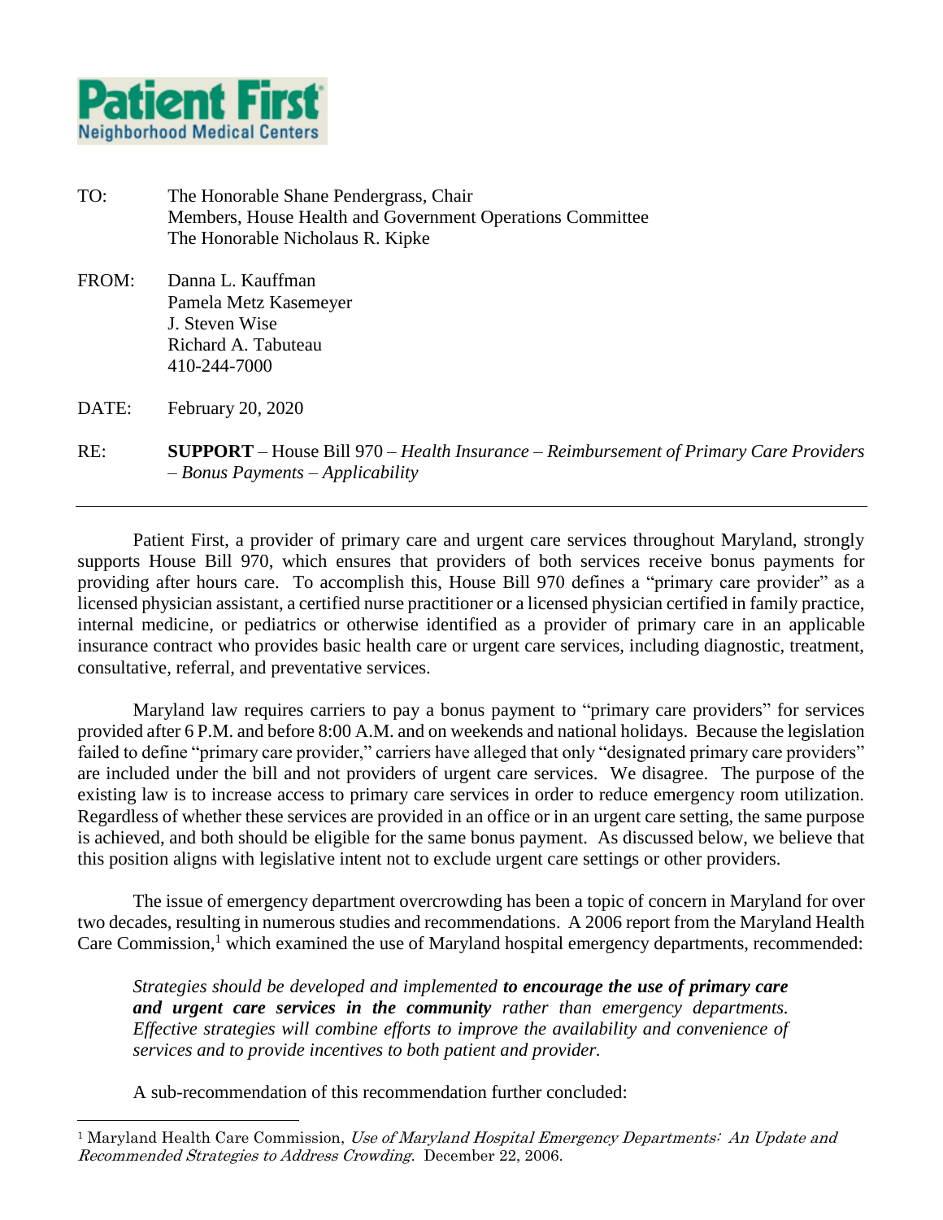**Patient First**
Neighborhood Medical Centers

TO: The Honorable Shane Pendergrass, Chair
Members, House Health and Government Operations Committee
The Honorable Nicholaus R. Kipke

FROM: Danna L. Kauffman
Pamela Metz Kasemeyer
J. Steven Wise
Richard A. Tabuteau
410-244-7000

DATE: February 20, 2020

RE: **SUPPORT** – House Bill 970 – *Health Insurance – Reimbursement of Primary Care Providers – Bonus Payments – Applicability*

---

Patient First, a provider of primary care and urgent care services throughout Maryland, strongly supports House Bill 970, which ensures that providers of both services receive bonus payments for providing after hours care. To accomplish this, House Bill 970 defines a "primary care provider" as a licensed physician assistant, a certified nurse practitioner or a licensed physician certified in family practice, internal medicine, or pediatrics or otherwise identified as a provider of primary care in an applicable insurance contract who provides basic health care or urgent care services, including diagnostic, treatment, consultative, referral, and preventative services.

Maryland law requires carriers to pay a bonus payment to "primary care providers" for services provided after 6 P.M. and before 8:00 A.M. and on weekends and national holidays. Because the legislation failed to define "primary care provider," carriers have alleged that only "designated primary care providers" are included under the bill and not providers of urgent care services. We disagree. The purpose of the existing law is to increase access to primary care services in order to reduce emergency room utilization. Regardless of whether these services are provided in an office or in an urgent care setting, the same purpose is achieved, and both should be eligible for the same bonus payment. As discussed below, we believe that this position aligns with legislative intent not to exclude urgent care settings or other providers.

The issue of emergency department overcrowding has been a topic of concern in Maryland for over two decades, resulting in numerous studies and recommendations. A 2006 report from the Maryland Health Care Commission,[1] which examined the use of Maryland hospital emergency departments, recommended:

> *Strategies should be developed and implemented* ***to encourage the use of primary care and urgent care services in the community*** *rather than emergency departments. Effective strategies will combine efforts to improve the availability and convenience of services and to provide incentives to both patient and provider.*

A sub-recommendation of this recommendation further concluded:

---

[1] Maryland Health Care Commission, *Use of Maryland Hospital Emergency Departments: An Update and Recommended Strategies to Address Crowding*. December 22, 2006.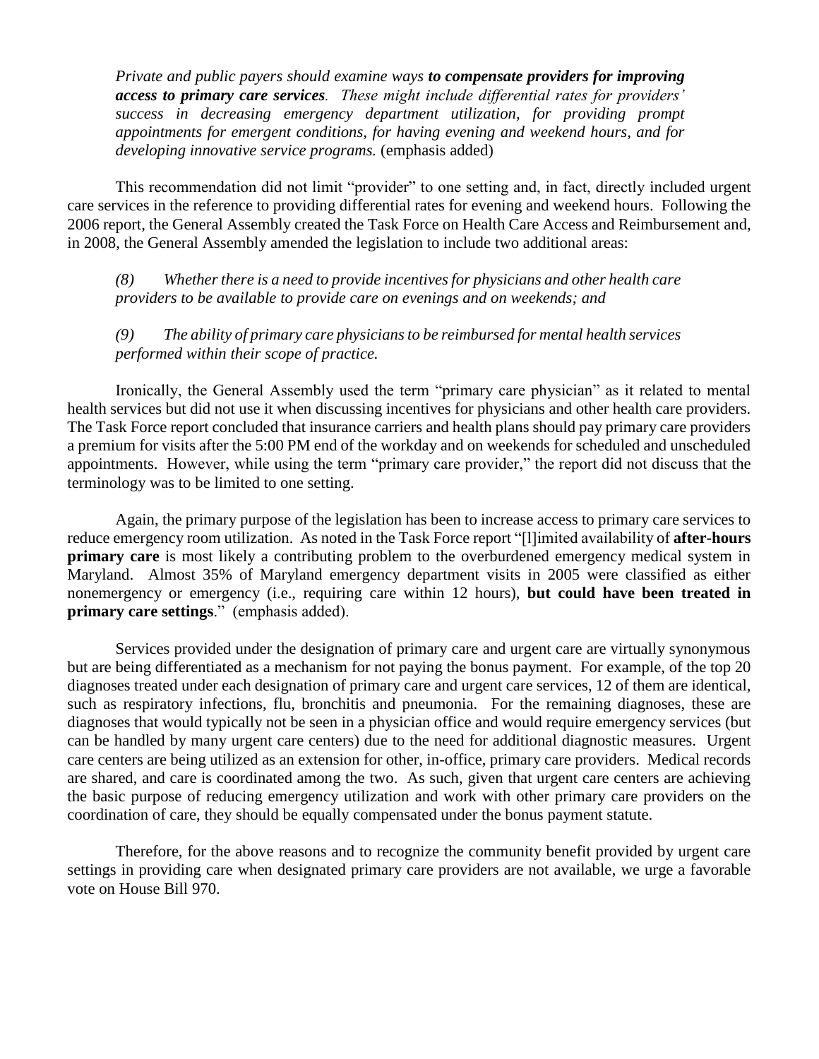*Private and public payers should examine ways **to compensate providers for improving access to primary care services**. These might include differential rates for providers' success in decreasing emergency department utilization, for providing prompt appointments for emergent conditions, for having evening and weekend hours, and for developing innovative service programs.* (emphasis added)

This recommendation did not limit "provider" to one setting and, in fact, directly included urgent care services in the reference to providing differential rates for evening and weekend hours. Following the 2006 report, the General Assembly created the Task Force on Health Care Access and Reimbursement and, in 2008, the General Assembly amended the legislation to include two additional areas:

*(8) Whether there is a need to provide incentives for physicians and other health care providers to be available to provide care on evenings and on weekends; and*

*(9) The ability of primary care physicians to be reimbursed for mental health services performed within their scope of practice.*

Ironically, the General Assembly used the term "primary care physician" as it related to mental health services but did not use it when discussing incentives for physicians and other health care providers. The Task Force report concluded that insurance carriers and health plans should pay primary care providers a premium for visits after the 5:00 PM end of the workday and on weekends for scheduled and unscheduled appointments. However, while using the term "primary care provider," the report did not discuss that the terminology was to be limited to one setting.

Again, the primary purpose of the legislation has been to increase access to primary care services to reduce emergency room utilization. As noted in the Task Force report "[l]imited availability of **after-hours primary care** is most likely a contributing problem to the overburdened emergency medical system in Maryland. Almost 35% of Maryland emergency department visits in 2005 were classified as either nonemergency or emergency (i.e., requiring care within 12 hours), **but could have been treated in primary care settings**." (emphasis added).

Services provided under the designation of primary care and urgent care are virtually synonymous but are being differentiated as a mechanism for not paying the bonus payment. For example, of the top 20 diagnoses treated under each designation of primary care and urgent care services, 12 of them are identical, such as respiratory infections, flu, bronchitis and pneumonia. For the remaining diagnoses, these are diagnoses that would typically not be seen in a physician office and would require emergency services (but can be handled by many urgent care centers) due to the need for additional diagnostic measures. Urgent care centers are being utilized as an extension for other, in-office, primary care providers. Medical records are shared, and care is coordinated among the two. As such, given that urgent care centers are achieving the basic purpose of reducing emergency utilization and work with other primary care providers on the coordination of care, they should be equally compensated under the bonus payment statute.

Therefore, for the above reasons and to recognize the community benefit provided by urgent care settings in providing care when designated primary care providers are not available, we urge a favorable vote on House Bill 970.